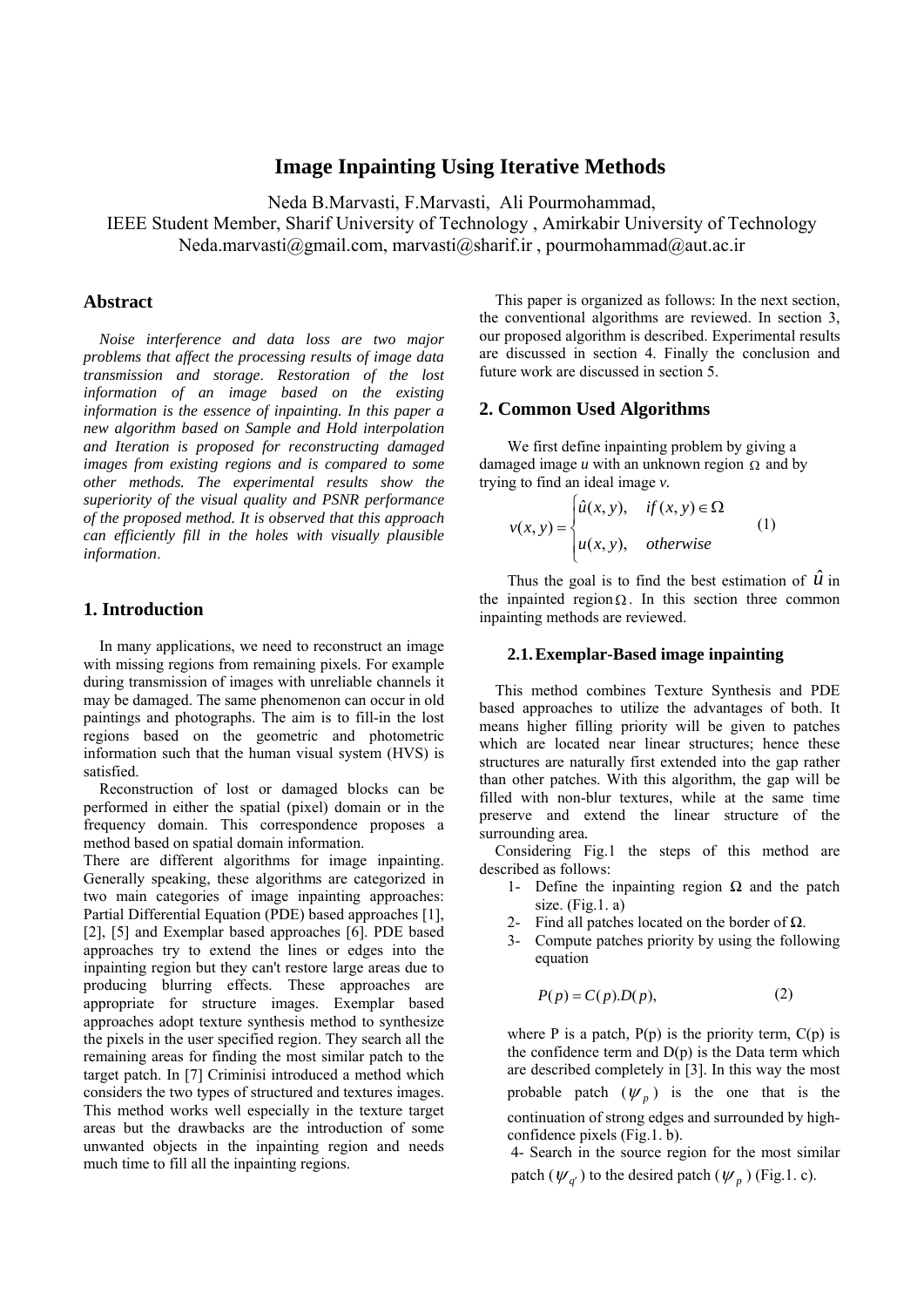# Image Inpainting Using Iterative Methods

Neda B.Marvasti, F.Marvasti, Ali Pourmohammad,
IEEE Student Member, Sharif University of Technology , Amirkabir University of Technology
Neda.marvasti@gmail.com, marvasti@sharif.ir , pourmohammad@aut.ac.ir

## Abstract

*Noise interference and data loss are two major problems that affect the processing results of image data transmission and storage. Restoration of the lost information of an image based on the existing information is the essence of inpainting. In this paper a new algorithm based on Sample and Hold interpolation and Iteration is proposed for reconstructing damaged images from existing regions and is compared to some other methods. The experimental results show the superiority of the visual quality and PSNR performance of the proposed method. It is observed that this approach can efficiently fill in the holes with visually plausible information.*

## 1. Introduction

In many applications, we need to reconstruct an image with missing regions from remaining pixels. For example during transmission of images with unreliable channels it may be damaged. The same phenomenon can occur in old paintings and photographs. The aim is to fill-in the lost regions based on the geometric and photometric information such that the human visual system (HVS) is satisfied.

Reconstruction of lost or damaged blocks can be performed in either the spatial (pixel) domain or in the frequency domain. This correspondence proposes a method based on spatial domain information.

There are different algorithms for image inpainting. Generally speaking, these algorithms are categorized in two main categories of image inpainting approaches: Partial Differential Equation (PDE) based approaches [1], [2], [5] and Exemplar based approaches [6]. PDE based approaches try to extend the lines or edges into the inpainting region but they can't restore large areas due to producing blurring effects. These approaches are appropriate for structure images. Exemplar based approaches adopt texture synthesis method to synthesize the pixels in the user specified region. They search all the remaining areas for finding the most similar patch to the target patch. In [7] Criminisi introduced a method which considers the two types of structured and textures images. This method works well especially in the texture target areas but the drawbacks are the introduction of some unwanted objects in the inpainting region and needs much time to fill all the inpainting regions.

This paper is organized as follows: In the next section, the conventional algorithms are reviewed. In section 3, our proposed algorithm is described. Experimental results are discussed in section 4. Finally the conclusion and future work are discussed in section 5.

## 2. Common Used Algorithms

We first define inpainting problem by giving a damaged image *u* with an unknown region $\Omega$ and by trying to find an ideal image *v*.

$$v(x,y) = \begin{cases} \hat{u}(x,y), & if\ (x,y) \in \Omega \\ u(x,y), & otherwise \end{cases} \quad (1)$$

Thus the goal is to find the best estimation of $\hat{u}$ in the inpainted region $\Omega$. In this section three common inpainting methods are reviewed.

### 2.1. Exemplar-Based image inpainting

This method combines Texture Synthesis and PDE based approaches to utilize the advantages of both. It means higher filling priority will be given to patches which are located near linear structures; hence these structures are naturally first extended into the gap rather than other patches. With this algorithm, the gap will be filled with non-blur textures, while at the same time preserve and extend the linear structure of the surrounding area.

Considering Fig.1 the steps of this method are described as follows:

1- Define the inpainting region $\Omega$ and the patch size. (Fig.1. a)

2- Find all patches located on the border of $\Omega$.

3- Compute patches priority by using the following equation

$$P(p) = C(p).D(p), \quad (2)$$

where P is a patch, P(p) is the priority term, C(p) is the confidence term and D(p) is the Data term which are described completely in [3]. In this way the most probable patch ($\psi_p$) is the one that is the continuation of strong edges and surrounded by high-confidence pixels (Fig.1. b).

4- Search in the source region for the most similar patch ($\psi_{q'}$) to the desired patch ($\psi_p$) (Fig.1. c).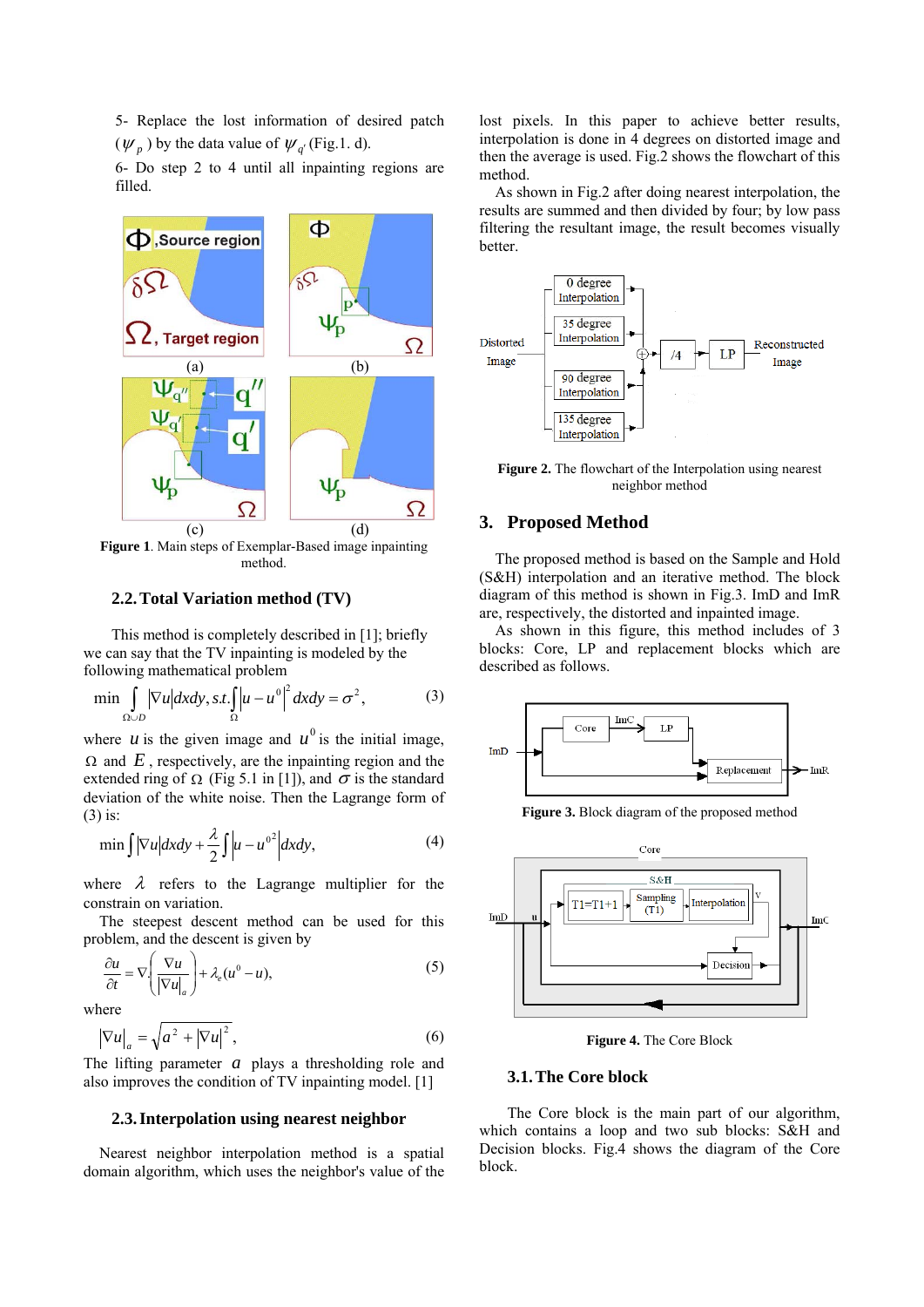5- Replace the lost information of desired patch ($\psi_p$) by the data value of $\psi_{q'}$ (Fig.1. d).

6- Do step 2 to 4 until all inpainting regions are filled.

Figure 1. Main steps of Exemplar-Based image inpainting method.

## 2.2. Total Variation method (TV)

This method is completely described in [1]; briefly we can say that the TV inpainting is modeled by the following mathematical problem

$$\min \int_{\Omega \cup D} |\nabla u| dxdy, s.t. \int_{\Omega} |u - u^0|^2 dxdy = \sigma^2, \quad (3)$$

where $u$ is the given image and $u^0$ is the initial image, $\Omega$ and $E$, respectively, are the inpainting region and the extended ring of $\Omega$ (Fig 5.1 in [1]), and $\sigma$ is the standard deviation of the white noise. Then the Lagrange form of (3) is:

$$\min \int |\nabla u| dxdy + \frac{\lambda}{2} \int |u - u^0|^2 dxdy, \quad (4)$$

where $\lambda$ refers to the Lagrange multiplier for the constrain on variation.

The steepest descent method can be used for this problem, and the descent is given by

$$\frac{\partial u}{\partial t} = \nabla \cdot \left( \frac{\nabla u}{|\nabla u|_a} \right) + \lambda_e (u^0 - u), \quad (5)$$

where

$$|\nabla u|_a = \sqrt{a^2 + |\nabla u|^2}, \quad (6)$$

The lifting parameter $a$ plays a thresholding role and also improves the condition of TV inpainting model. [1]

## 2.3. Interpolation using nearest neighbor

Nearest neighbor interpolation method is a spatial domain algorithm, which uses the neighbor's value of the lost pixels. In this paper to achieve better results, interpolation is done in 4 degrees on distorted image and then the average is used. Fig.2 shows the flowchart of this method.

As shown in Fig.2 after doing nearest interpolation, the results are summed and then divided by four; by low pass filtering the resultant image, the result becomes visually better.

Figure 2. The flowchart of the Interpolation using nearest neighbor method

# 3. Proposed Method

The proposed method is based on the Sample and Hold (S&H) interpolation and an iterative method. The block diagram of this method is shown in Fig.3. ImD and ImR are, respectively, the distorted and inpainted image.

As shown in this figure, this method includes of 3 blocks: Core, LP and replacement blocks which are described as follows.

Figure 3. Block diagram of the proposed method

Figure 4. The Core Block

## 3.1. The Core block

The Core block is the main part of our algorithm, which contains a loop and two sub blocks: S&H and Decision blocks. Fig.4 shows the diagram of the Core block.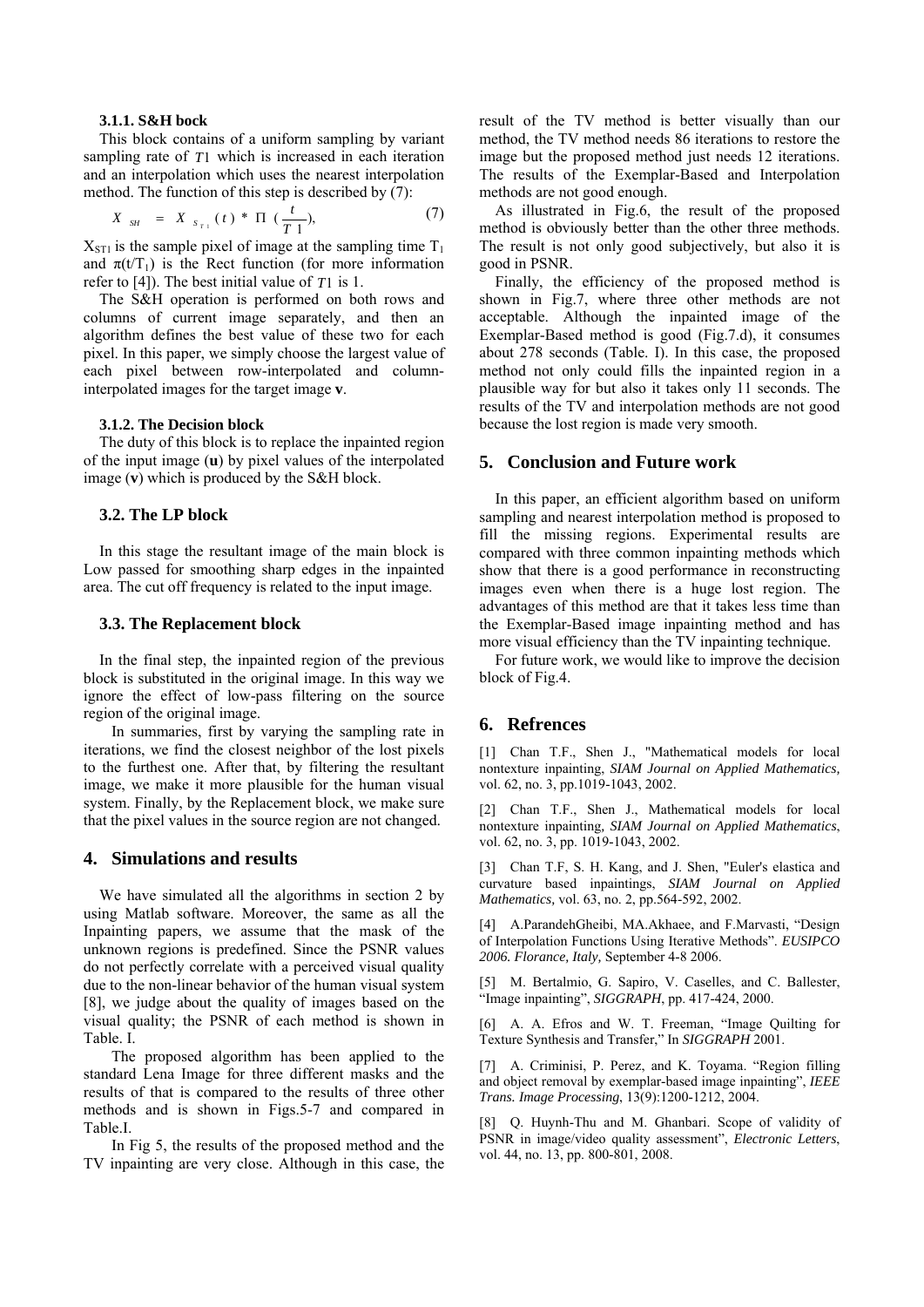### 3.1.1. S&H bock

This block contains of a uniform sampling by variant sampling rate of $T1$ which is increased in each iteration and an interpolation which uses the nearest interpolation method. The function of this step is described by (7):

$$X_{SH} = X_{S_{T1}}(t) * \Pi\left(\frac{t}{T1}\right), \tag{7}$$

$X_{ST1}$ is the sample pixel of image at the sampling time $T_1$ and $\pi(t/T_1)$ is the Rect function (for more information refer to [4]). The best initial value of $T1$ is 1.

The S&H operation is performed on both rows and columns of current image separately, and then an algorithm defines the best value of these two for each pixel. In this paper, we simply choose the largest value of each pixel between row-interpolated and column-interpolated images for the target image **v**.

### 3.1.2. The Decision block

The duty of this block is to replace the inpainted region of the input image (**u**) by pixel values of the interpolated image (**v**) which is produced by the S&H block.

## 3.2. The LP block

In this stage the resultant image of the main block is Low passed for smoothing sharp edges in the inpainted area. The cut off frequency is related to the input image.

## 3.3. The Replacement block

In the final step, the inpainted region of the previous block is substituted in the original image. In this way we ignore the effect of low-pass filtering on the source region of the original image.

In summaries, first by varying the sampling rate in iterations, we find the closest neighbor of the lost pixels to the furthest one. After that, by filtering the resultant image, we make it more plausible for the human visual system. Finally, by the Replacement block, we make sure that the pixel values in the source region are not changed.

# 4. Simulations and results

We have simulated all the algorithms in section 2 by using Matlab software. Moreover, the same as all the Inpainting papers, we assume that the mask of the unknown regions is predefined. Since the PSNR values do not perfectly correlate with a perceived visual quality due to the non-linear behavior of the human visual system [8], we judge about the quality of images based on the visual quality; the PSNR of each method is shown in Table. I.

The proposed algorithm has been applied to the standard Lena Image for three different masks and the results of that is compared to the results of three other methods and is shown in Figs.5-7 and compared in Table.I.

In Fig 5, the results of the proposed method and the TV inpainting are very close. Although in this case, the result of the TV method is better visually than our method, the TV method needs 86 iterations to restore the image but the proposed method just needs 12 iterations. The results of the Exemplar-Based and Interpolation methods are not good enough.

As illustrated in Fig.6, the result of the proposed method is obviously better than the other three methods. The result is not only good subjectively, but also it is good in PSNR.

Finally, the efficiency of the proposed method is shown in Fig.7, where three other methods are not acceptable. Although the inpainted image of the Exemplar-Based method is good (Fig.7.d), it consumes about 278 seconds (Table. I). In this case, the proposed method not only could fills the inpainted region in a plausible way for but also it takes only 11 seconds. The results of the TV and interpolation methods are not good because the lost region is made very smooth.

# 5. Conclusion and Future work

In this paper, an efficient algorithm based on uniform sampling and nearest interpolation method is proposed to fill the missing regions. Experimental results are compared with three common inpainting methods which show that there is a good performance in reconstructing images even when there is a huge lost region. The advantages of this method are that it takes less time than the Exemplar-Based image inpainting method and has more visual efficiency than the TV inpainting technique.

For future work, we would like to improve the decision block of Fig.4.

# 6. Refrences

[1] Chan T.F., Shen J., "Mathematical models for local nontexture inpainting, *SIAM Journal on Applied Mathematics,* vol. 62, no. 3, pp.1019-1043, 2002.

[2] Chan T.F., Shen J., Mathematical models for local nontexture inpainting, *SIAM Journal on Applied Mathematics*, vol. 62, no. 3, pp. 1019-1043, 2002.

[3] Chan T.F, S. H. Kang, and J. Shen, "Euler's elastica and curvature based inpaintings, *SIAM Journal on Applied Mathematics,* vol. 63, no. 2, pp.564-592, 2002.

[4] A.ParandehGheibi, MA.Akhaee, and F.Marvasti, "Design of Interpolation Functions Using Iterative Methods". *EUSIPCO 2006. Florance, Italy,* September 4-8 2006.

[5] M. Bertalmio, G. Sapiro, V. Caselles, and C. Ballester, "Image inpainting", *SIGGRAPH*, pp. 417-424, 2000.

[6] A. A. Efros and W. T. Freeman, "Image Quilting for Texture Synthesis and Transfer," In *SIGGRAPH* 2001.

[7] A. Criminisi, P. Perez, and K. Toyama. "Region filling and object removal by exemplar-based image inpainting", *IEEE Trans. Image Processing*, 13(9):1200-1212, 2004.

[8] Q. Huynh-Thu and M. Ghanbari. Scope of validity of PSNR in image/video quality assessment", *Electronic Letters*, vol. 44, no. 13, pp. 800-801, 2008.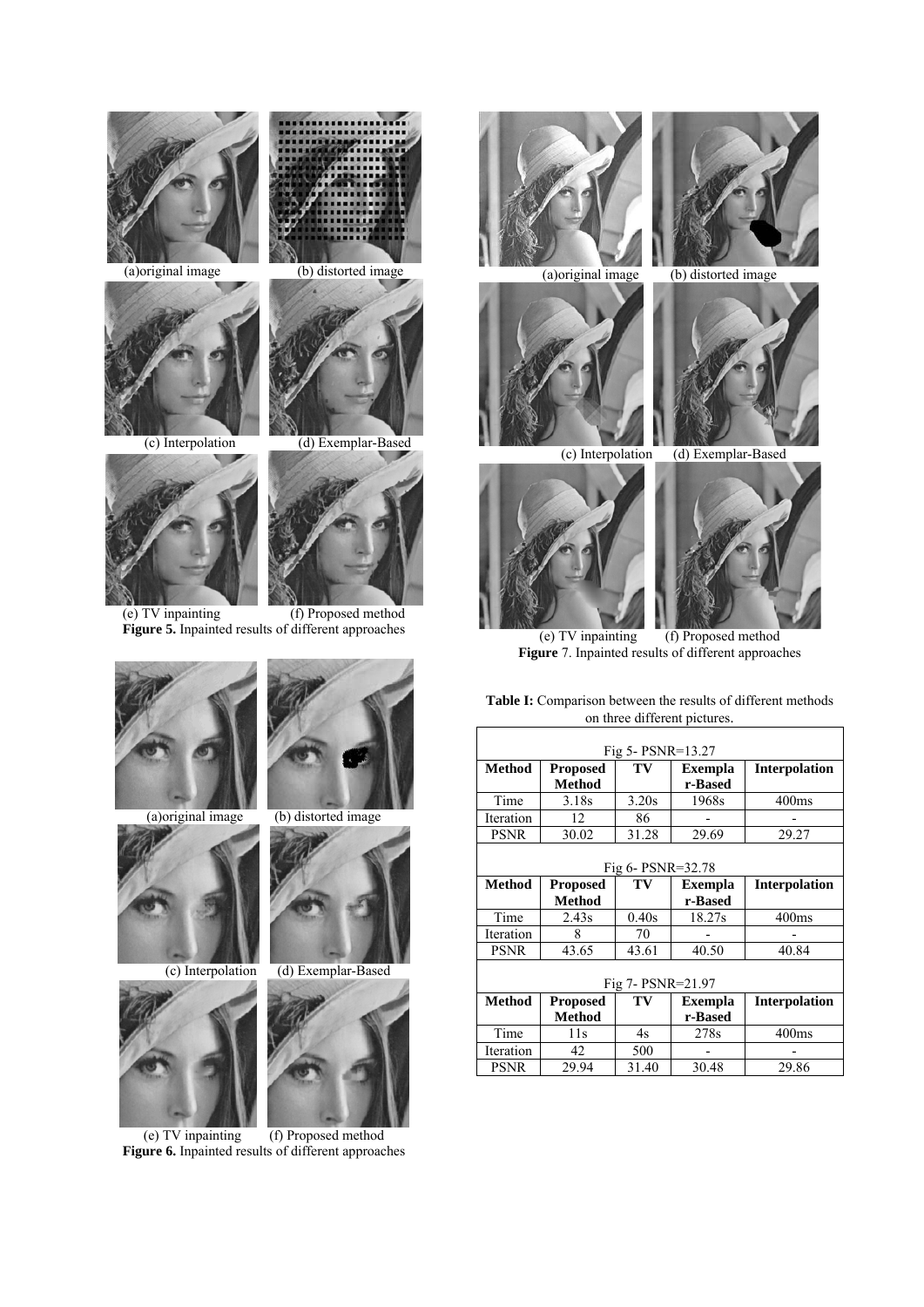(a)original image (b) distorted image

(c) Interpolation (d) Exemplar-Based

(e) TV inpainting (f) Proposed method

**Figure 5.** Inpainted results of different approaches

(a)original image (b) distorted image

(c) Interpolation (d) Exemplar-Based

(e) TV inpainting (f) Proposed method

**Figure 6.** Inpainted results of different approaches

(a)original image (b) distorted image

(c) Interpolation (d) Exemplar-Based

(e) TV inpainting (f) Proposed method

**Figure** 7. Inpainted results of different approaches

**Table I:** Comparison between the results of different methods on three different pictures.

| Fig 5- PSNR=13.27 | | | | |
|---|---|---|---|---|
| **Method** | **Proposed Method** | **TV** | **Exemplar-Based** | **Interpolation** |
| Time | 3.18s | 3.20s | 1968s | 400ms |
| Iteration | 12 | 86 | - | - |
| PSNR | 30.02 | 31.28 | 29.69 | 29.27 |

| Fig 6- PSNR=32.78 | | | | |
|---|---|---|---|---|
| **Method** | **Proposed Method** | **TV** | **Exemplar-Based** | **Interpolation** |
| Time | 2.43s | 0.40s | 18.27s | 400ms |
| Iteration | 8 | 70 | - | - |
| PSNR | 43.65 | 43.61 | 40.50 | 40.84 |

| Fig 7- PSNR=21.97 | | | | |
|---|---|---|---|---|
| **Method** | **Proposed Method** | **TV** | **Exemplar-Based** | **Interpolation** |
| Time | 11s | 4s | 278s | 400ms |
| Iteration | 42 | 500 | - | - |
| PSNR | 29.94 | 31.40 | 30.48 | 29.86 |